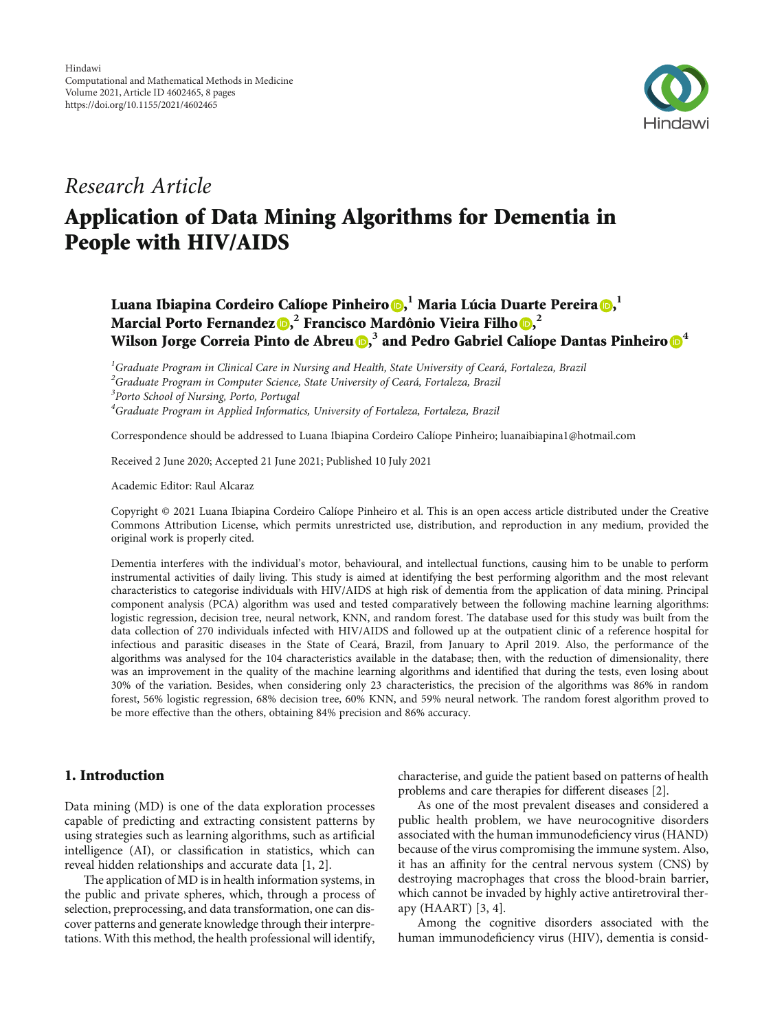Hindawi
Computational and Mathematical Methods in Medicine
Volume 2021, Article ID 4602465, 8 pages
https://doi.org/10.1155/2021/4602465

*Research Article*

# Application of Data Mining Algorithms for Dementia in People with HIV/AIDS

**Luana Ibiapina Cordeiro Calíope Pinheiro**[1] **, Maria Lúcia Duarte Pereira**[1] **, Marcial Porto Fernandez**[2] **, Francisco Mardônio Vieira Filho**[2] **, Wilson Jorge Correia Pinto de Abreu**[3] **, and Pedro Gabriel Calíope Dantas Pinheiro**[4]

[1]*Graduate Program in Clinical Care in Nursing and Health, State University of Ceará, Fortaleza, Brazil*
[2]*Graduate Program in Computer Science, State University of Ceará, Fortaleza, Brazil*
[3]*Porto School of Nursing, Porto, Portugal*
[4]*Graduate Program in Applied Informatics, University of Fortaleza, Fortaleza, Brazil*

Correspondence should be addressed to Luana Ibiapina Cordeiro Calíope Pinheiro; luanaibiapina1@hotmail.com

Received 2 June 2020; Accepted 21 June 2021; Published 10 July 2021

Academic Editor: Raul Alcaraz

Copyright © 2021 Luana Ibiapina Cordeiro Calíope Pinheiro et al. This is an open access article distributed under the Creative Commons Attribution License, which permits unrestricted use, distribution, and reproduction in any medium, provided the original work is properly cited.

Dementia interferes with the individual's motor, behavioural, and intellectual functions, causing him to be unable to perform instrumental activities of daily living. This study is aimed at identifying the best performing algorithm and the most relevant characteristics to categorise individuals with HIV/AIDS at high risk of dementia from the application of data mining. Principal component analysis (PCA) algorithm was used and tested comparatively between the following machine learning algorithms: logistic regression, decision tree, neural network, KNN, and random forest. The database used for this study was built from the data collection of 270 individuals infected with HIV/AIDS and followed up at the outpatient clinic of a reference hospital for infectious and parasitic diseases in the State of Ceará, Brazil, from January to April 2019. Also, the performance of the algorithms was analysed for the 104 characteristics available in the database; then, with the reduction of dimensionality, there was an improvement in the quality of the machine learning algorithms and identified that during the tests, even losing about 30% of the variation. Besides, when considering only 23 characteristics, the precision of the algorithms was 86% in random forest, 56% logistic regression, 68% decision tree, 60% KNN, and 59% neural network. The random forest algorithm proved to be more effective than the others, obtaining 84% precision and 86% accuracy.

## 1. Introduction

Data mining (MD) is one of the data exploration processes capable of predicting and extracting consistent patterns by using strategies such as learning algorithms, such as artificial intelligence (AI), or classification in statistics, which can reveal hidden relationships and accurate data [1, 2].

The application of MD is in health information systems, in the public and private spheres, which, through a process of selection, preprocessing, and data transformation, one can discover patterns and generate knowledge through their interpretations. With this method, the health professional will identify, characterise, and guide the patient based on patterns of health problems and care therapies for different diseases [2].

As one of the most prevalent diseases and considered a public health problem, we have neurocognitive disorders associated with the human immunodeficiency virus (HAND) because of the virus compromising the immune system. Also, it has an affinity for the central nervous system (CNS) by destroying macrophages that cross the blood-brain barrier, which cannot be invaded by highly active antiretroviral therapy (HAART) [3, 4].

Among the cognitive disorders associated with the human immunodeficiency virus (HIV), dementia is consid-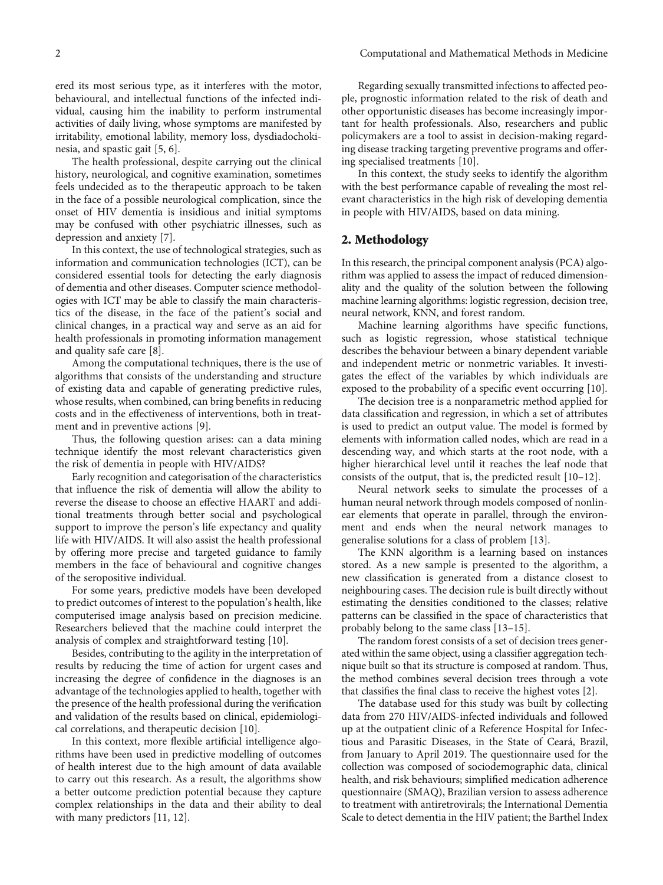ered its most serious type, as it interferes with the motor, behavioural, and intellectual functions of the infected individual, causing him the inability to perform instrumental activities of daily living, whose symptoms are manifested by irritability, emotional lability, memory loss, dysdiadochokinesia, and spastic gait [5, 6].

The health professional, despite carrying out the clinical history, neurological, and cognitive examination, sometimes feels undecided as to the therapeutic approach to be taken in the face of a possible neurological complication, since the onset of HIV dementia is insidious and initial symptoms may be confused with other psychiatric illnesses, such as depression and anxiety [7].

In this context, the use of technological strategies, such as information and communication technologies (ICT), can be considered essential tools for detecting the early diagnosis of dementia and other diseases. Computer science methodologies with ICT may be able to classify the main characteristics of the disease, in the face of the patient's social and clinical changes, in a practical way and serve as an aid for health professionals in promoting information management and quality safe care [8].

Among the computational techniques, there is the use of algorithms that consists of the understanding and structure of existing data and capable of generating predictive rules, whose results, when combined, can bring benefits in reducing costs and in the effectiveness of interventions, both in treatment and in preventive actions [9].

Thus, the following question arises: can a data mining technique identify the most relevant characteristics given the risk of dementia in people with HIV/AIDS?

Early recognition and categorisation of the characteristics that influence the risk of dementia will allow the ability to reverse the disease to choose an effective HAART and additional treatments through better social and psychological support to improve the person's life expectancy and quality life with HIV/AIDS. It will also assist the health professional by offering more precise and targeted guidance to family members in the face of behavioural and cognitive changes of the seropositive individual.

For some years, predictive models have been developed to predict outcomes of interest to the population's health, like computerised image analysis based on precision medicine. Researchers believed that the machine could interpret the analysis of complex and straightforward testing [10].

Besides, contributing to the agility in the interpretation of results by reducing the time of action for urgent cases and increasing the degree of confidence in the diagnoses is an advantage of the technologies applied to health, together with the presence of the health professional during the verification and validation of the results based on clinical, epidemiological correlations, and therapeutic decision [10].

In this context, more flexible artificial intelligence algorithms have been used in predictive modelling of outcomes of health interest due to the high amount of data available to carry out this research. As a result, the algorithms show a better outcome prediction potential because they capture complex relationships in the data and their ability to deal with many predictors [11, 12].

Regarding sexually transmitted infections to affected people, prognostic information related to the risk of death and other opportunistic diseases has become increasingly important for health professionals. Also, researchers and public policymakers are a tool to assist in decision-making regarding disease tracking targeting preventive programs and offering specialised treatments [10].

In this context, the study seeks to identify the algorithm with the best performance capable of revealing the most relevant characteristics in the high risk of developing dementia in people with HIV/AIDS, based on data mining.

## 2. Methodology

In this research, the principal component analysis (PCA) algorithm was applied to assess the impact of reduced dimensionality and the quality of the solution between the following machine learning algorithms: logistic regression, decision tree, neural network, KNN, and forest random.

Machine learning algorithms have specific functions, such as logistic regression, whose statistical technique describes the behaviour between a binary dependent variable and independent metric or nonmetric variables. It investigates the effect of the variables by which individuals are exposed to the probability of a specific event occurring [10].

The decision tree is a nonparametric method applied for data classification and regression, in which a set of attributes is used to predict an output value. The model is formed by elements with information called nodes, which are read in a descending way, and which starts at the root node, with a higher hierarchical level until it reaches the leaf node that consists of the output, that is, the predicted result [10–12].

Neural network seeks to simulate the processes of a human neural network through models composed of nonlinear elements that operate in parallel, through the environment and ends when the neural network manages to generalise solutions for a class of problem [13].

The KNN algorithm is a learning based on instances stored. As a new sample is presented to the algorithm, a new classification is generated from a distance closest to neighbouring cases. The decision rule is built directly without estimating the densities conditioned to the classes; relative patterns can be classified in the space of characteristics that probably belong to the same class [13–15].

The random forest consists of a set of decision trees generated within the same object, using a classifier aggregation technique built so that its structure is composed at random. Thus, the method combines several decision trees through a vote that classifies the final class to receive the highest votes [2].

The database used for this study was built by collecting data from 270 HIV/AIDS-infected individuals and followed up at the outpatient clinic of a Reference Hospital for Infectious and Parasitic Diseases, in the State of Ceará, Brazil, from January to April 2019. The questionnaire used for the collection was composed of sociodemographic data, clinical health, and risk behaviours; simplified medication adherence questionnaire (SMAQ), Brazilian version to assess adherence to treatment with antiretrovirals; the International Dementia Scale to detect dementia in the HIV patient; the Barthel Index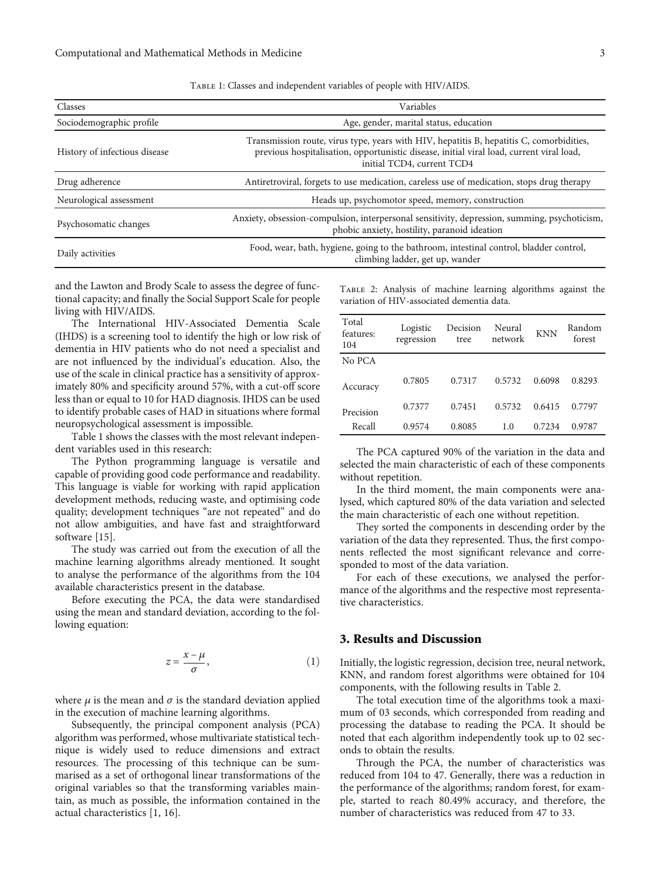Table 1: Classes and independent variables of people with HIV/AIDS.

| Classes | Variables |
|---|---|
| Sociodemographic profile | Age, gender, marital status, education |
| History of infectious disease | Transmission route, virus type, years with HIV, hepatitis B, hepatitis C, comorbidities, previous hospitalisation, opportunistic disease, initial viral load, current viral load, initial TCD4, current TCD4 |
| Drug adherence | Antiretroviral, forgets to use medication, careless use of medication, stops drug therapy |
| Neurological assessment | Heads up, psychomotor speed, memory, construction |
| Psychosomatic changes | Anxiety, obsession-compulsion, interpersonal sensitivity, depression, summing, psychoticism, phobic anxiety, hostility, paranoid ideation |
| Daily activities | Food, wear, bath, hygiene, going to the bathroom, intestinal control, bladder control, climbing ladder, get up, wander |

and the Lawton and Brody Scale to assess the degree of functional capacity; and finally the Social Support Scale for people living with HIV/AIDS.

The International HIV-Associated Dementia Scale (IHDS) is a screening tool to identify the high or low risk of dementia in HIV patients who do not need a specialist and are not influenced by the individual's education. Also, the use of the scale in clinical practice has a sensitivity of approximately 80% and specificity around 57%, with a cut-off score less than or equal to 10 for HAD diagnosis. IHDS can be used to identify probable cases of HAD in situations where formal neuropsychological assessment is impossible.

Table 1 shows the classes with the most relevant independent variables used in this research:

The Python programming language is versatile and capable of providing good code performance and readability. This language is viable for working with rapid application development methods, reducing waste, and optimising code quality; development techniques "are not repeated" and do not allow ambiguities, and have fast and straightforward software [15].

The study was carried out from the execution of all the machine learning algorithms already mentioned. It sought to analyse the performance of the algorithms from the 104 available characteristics present in the database.

Before executing the PCA, the data were standardised using the mean and standard deviation, according to the following equation:

$$z = \frac{x - \mu}{\sigma}, \tag{1}$$

where $\mu$ is the mean and $\sigma$ is the standard deviation applied in the execution of machine learning algorithms.

Subsequently, the principal component analysis (PCA) algorithm was performed, whose multivariate statistical technique is widely used to reduce dimensions and extract resources. The processing of this technique can be summarised as a set of orthogonal linear transformations of the original variables so that the transforming variables maintain, as much as possible, the information contained in the actual characteristics [1, 16].

Table 2: Analysis of machine learning algorithms against the variation of HIV-associated dementia data.

| Total features: 104 | Logistic regression | Decision tree | Neural network | KNN | Random forest |
|---|---|---|---|---|---|
| No PCA | | | | | |
| Accuracy | 0.7805 | 0.7317 | 0.5732 | 0.6098 | 0.8293 |
| Precision | 0.7377 | 0.7451 | 0.5732 | 0.6415 | 0.7797 |
| Recall | 0.9574 | 0.8085 | 1.0 | 0.7234 | 0.9787 |

The PCA captured 90% of the variation in the data and selected the main characteristic of each of these components without repetition.

In the third moment, the main components were analysed, which captured 80% of the data variation and selected the main characteristic of each one without repetition.

They sorted the components in descending order by the variation of the data they represented. Thus, the first components reflected the most significant relevance and corresponded to most of the data variation.

For each of these executions, we analysed the performance of the algorithms and the respective most representative characteristics.

## 3. Results and Discussion

Initially, the logistic regression, decision tree, neural network, KNN, and random forest algorithms were obtained for 104 components, with the following results in Table 2.

The total execution time of the algorithms took a maximum of 03 seconds, which corresponded from reading and processing the database to reading the PCA. It should be noted that each algorithm independently took up to 02 seconds to obtain the results.

Through the PCA, the number of characteristics was reduced from 104 to 47. Generally, there was a reduction in the performance of the algorithms; random forest, for example, started to reach 80.49% accuracy, and therefore, the number of characteristics was reduced from 47 to 33.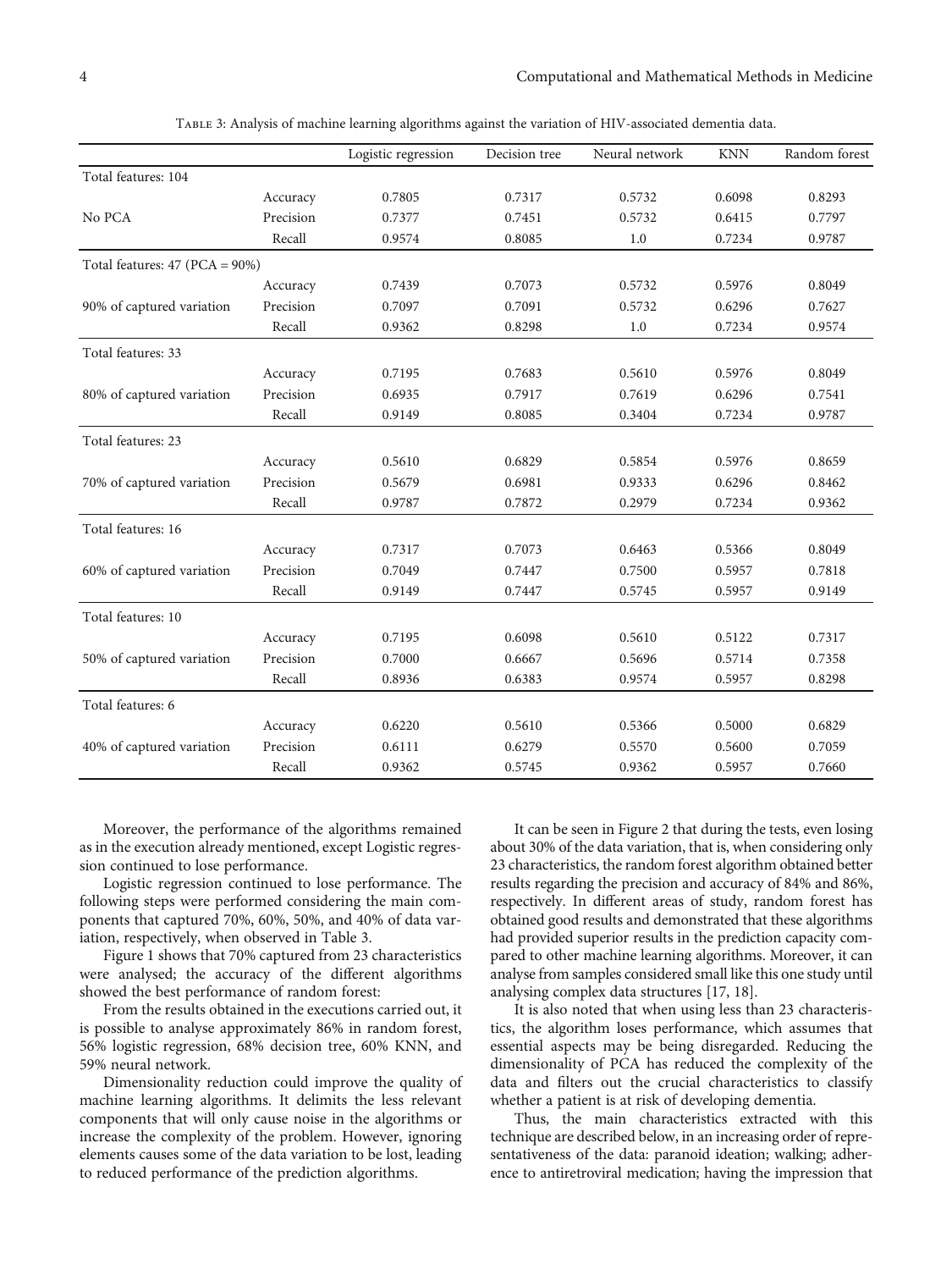Table 3: Analysis of machine learning algorithms against the variation of HIV-associated dementia data.

| | | Logistic regression | Decision tree | Neural network | KNN | Random forest |
|---|---|---|---|---|---|---|
| Total features: 104 | | | | | | |
| | Accuracy | 0.7805 | 0.7317 | 0.5732 | 0.6098 | 0.8293 |
| No PCA | Precision | 0.7377 | 0.7451 | 0.5732 | 0.6415 | 0.7797 |
| | Recall | 0.9574 | 0.8085 | 1.0 | 0.7234 | 0.9787 |
| Total features: 47 (PCA = 90%) | | | | | | |
| | Accuracy | 0.7439 | 0.7073 | 0.5732 | 0.5976 | 0.8049 |
| 90% of captured variation | Precision | 0.7097 | 0.7091 | 0.5732 | 0.6296 | 0.7627 |
| | Recall | 0.9362 | 0.8298 | 1.0 | 0.7234 | 0.9574 |
| Total features: 33 | | | | | | |
| | Accuracy | 0.7195 | 0.7683 | 0.5610 | 0.5976 | 0.8049 |
| 80% of captured variation | Precision | 0.6935 | 0.7917 | 0.7619 | 0.6296 | 0.7541 |
| | Recall | 0.9149 | 0.8085 | 0.3404 | 0.7234 | 0.9787 |
| Total features: 23 | | | | | | |
| | Accuracy | 0.5610 | 0.6829 | 0.5854 | 0.5976 | 0.8659 |
| 70% of captured variation | Precision | 0.5679 | 0.6981 | 0.9333 | 0.6296 | 0.8462 |
| | Recall | 0.9787 | 0.7872 | 0.2979 | 0.7234 | 0.9362 |
| Total features: 16 | | | | | | |
| | Accuracy | 0.7317 | 0.7073 | 0.6463 | 0.5366 | 0.8049 |
| 60% of captured variation | Precision | 0.7049 | 0.7447 | 0.7500 | 0.5957 | 0.7818 |
| | Recall | 0.9149 | 0.7447 | 0.5745 | 0.5957 | 0.9149 |
| Total features: 10 | | | | | | |
| | Accuracy | 0.7195 | 0.6098 | 0.5610 | 0.5122 | 0.7317 |
| 50% of captured variation | Precision | 0.7000 | 0.6667 | 0.5696 | 0.5714 | 0.7358 |
| | Recall | 0.8936 | 0.6383 | 0.9574 | 0.5957 | 0.8298 |
| Total features: 6 | | | | | | |
| | Accuracy | 0.6220 | 0.5610 | 0.5366 | 0.5000 | 0.6829 |
| 40% of captured variation | Precision | 0.6111 | 0.6279 | 0.5570 | 0.5600 | 0.7059 |
| | Recall | 0.9362 | 0.5745 | 0.9362 | 0.5957 | 0.7660 |

Moreover, the performance of the algorithms remained as in the execution already mentioned, except Logistic regression continued to lose performance.

Logistic regression continued to lose performance. The following steps were performed considering the main components that captured 70%, 60%, 50%, and 40% of data variation, respectively, when observed in Table 3.

Figure 1 shows that 70% captured from 23 characteristics were analysed; the accuracy of the different algorithms showed the best performance of random forest:

From the results obtained in the executions carried out, it is possible to analyse approximately 86% in random forest, 56% logistic regression, 68% decision tree, 60% KNN, and 59% neural network.

Dimensionality reduction could improve the quality of machine learning algorithms. It delimits the less relevant components that will only cause noise in the algorithms or increase the complexity of the problem. However, ignoring elements causes some of the data variation to be lost, leading to reduced performance of the prediction algorithms.

It can be seen in Figure 2 that during the tests, even losing about 30% of the data variation, that is, when considering only 23 characteristics, the random forest algorithm obtained better results regarding the precision and accuracy of 84% and 86%, respectively. In different areas of study, random forest has obtained good results and demonstrated that these algorithms had provided superior results in the prediction capacity compared to other machine learning algorithms. Moreover, it can analyse from samples considered small like this one study until analysing complex data structures [17, 18].

It is also noted that when using less than 23 characteristics, the algorithm loses performance, which assumes that essential aspects may be being disregarded. Reducing the dimensionality of PCA has reduced the complexity of the data and filters out the crucial characteristics to classify whether a patient is at risk of developing dementia.

Thus, the main characteristics extracted with this technique are described below, in an increasing order of representativeness of the data: paranoid ideation; walking; adherence to antiretroviral medication; having the impression that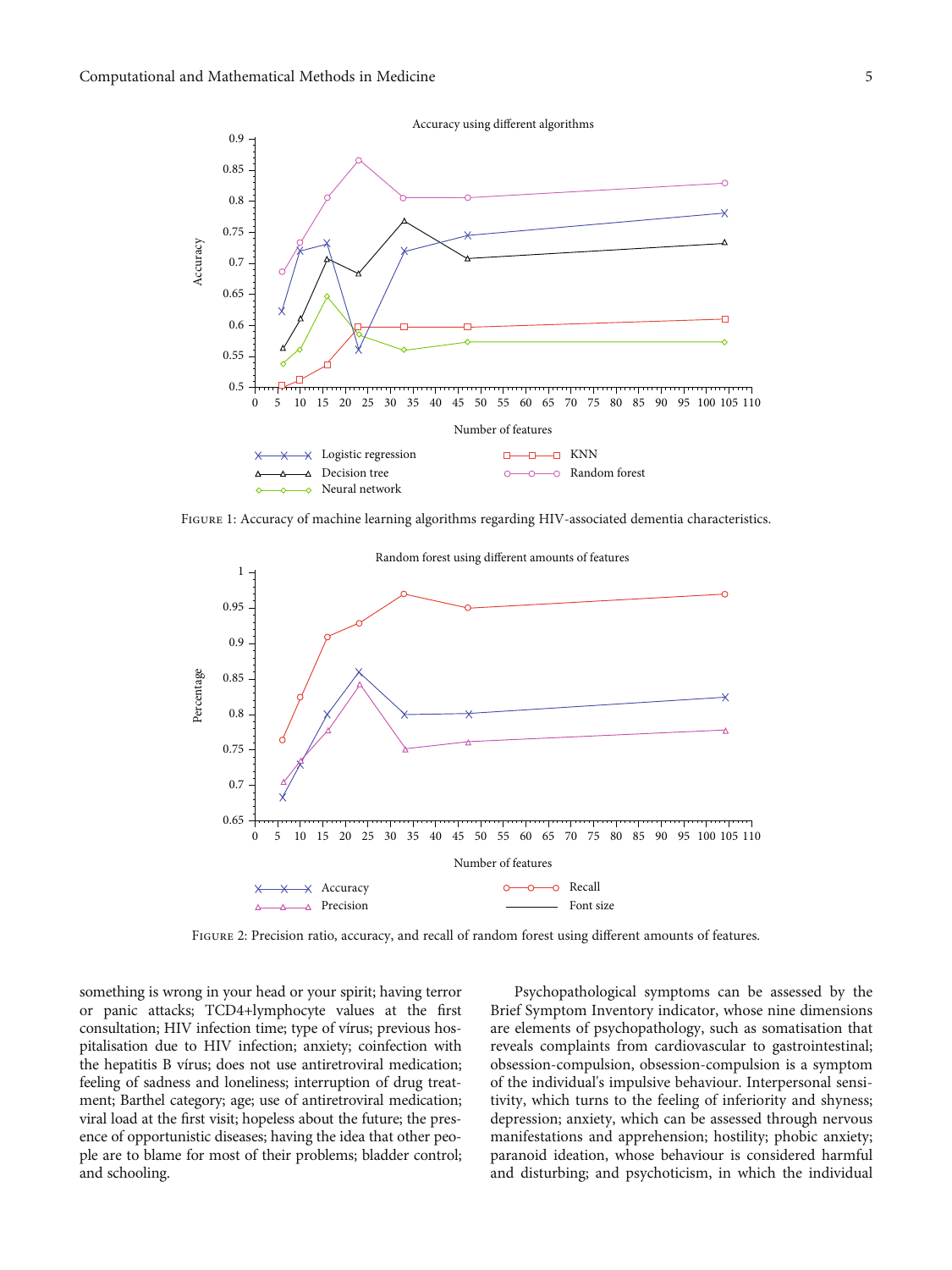Figure 1: Accuracy of machine learning algorithms regarding HIV-associated dementia characteristics.

Figure 2: Precision ratio, accuracy, and recall of random forest using different amounts of features.

something is wrong in your head or your spirit; having terror or panic attacks; TCD4+lymphocyte values at the first consultation; HIV infection time; type of vírus; previous hospitalisation due to HIV infection; anxiety; coinfection with the hepatitis B vírus; does not use antiretroviral medication; feeling of sadness and loneliness; interruption of drug treatment; Barthel category; age; use of antiretroviral medication; viral load at the first visit; hopeless about the future; the presence of opportunistic diseases; having the idea that other people are to blame for most of their problems; bladder control; and schooling.

Psychopathological symptoms can be assessed by the Brief Symptom Inventory indicator, whose nine dimensions are elements of psychopathology, such as somatisation that reveals complaints from cardiovascular to gastrointestinal; obsession-compulsion, obsession-compulsion is a symptom of the individual's impulsive behaviour. Interpersonal sensitivity, which turns to the feeling of inferiority and shyness; depression; anxiety, which can be assessed through nervous manifestations and apprehension; hostility; phobic anxiety; paranoid ideation, whose behaviour is considered harmful and disturbing; and psychoticism, in which the individual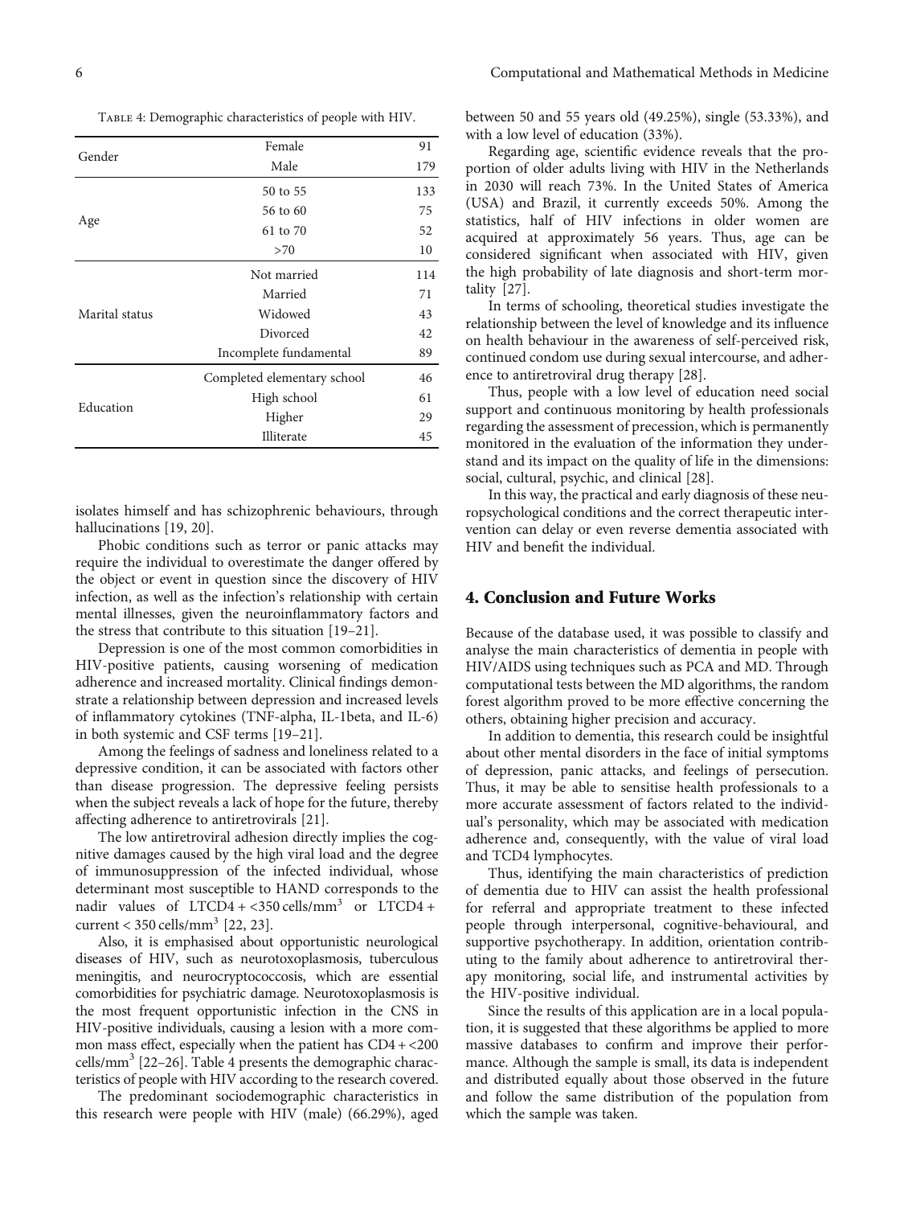Table 4: Demographic characteristics of people with HIV.

| | | |
|---|---|---|
| Gender | Female | 91 |
| | Male | 179 |
| Age | 50 to 55 | 133 |
| | 56 to 60 | 75 |
| | 61 to 70 | 52 |
| | >70 | 10 |
| Marital status | Not married | 114 |
| | Married | 71 |
| | Widowed | 43 |
| | Divorced | 42 |
| | Incomplete fundamental | 89 |
| Education | Completed elementary school | 46 |
| | High school | 61 |
| | Higher | 29 |
| | Illiterate | 45 |

isolates himself and has schizophrenic behaviours, through hallucinations [19, 20].

Phobic conditions such as terror or panic attacks may require the individual to overestimate the danger offered by the object or event in question since the discovery of HIV infection, as well as the infection's relationship with certain mental illnesses, given the neuroinflammatory factors and the stress that contribute to this situation [19–21].

Depression is one of the most common comorbidities in HIV-positive patients, causing worsening of medication adherence and increased mortality. Clinical findings demonstrate a relationship between depression and increased levels of inflammatory cytokines (TNF-alpha, IL-1beta, and IL-6) in both systemic and CSF terms [19–21].

Among the feelings of sadness and loneliness related to a depressive condition, it can be associated with factors other than disease progression. The depressive feeling persists when the subject reveals a lack of hope for the future, thereby affecting adherence to antiretrovirals [21].

The low antiretroviral adhesion directly implies the cognitive damages caused by the high viral load and the degree of immunosuppression of the infected individual, whose determinant most susceptible to HAND corresponds to the nadir values of $\text{LTCD4} + < 350\ \text{cells/mm}^3$ or $\text{LTCD4} +$ current $< 350\ \text{cells/mm}^3$ [22, 23].

Also, it is emphasised about opportunistic neurological diseases of HIV, such as neurotoxoplasmosis, tuberculous meningitis, and neurocryptococcosis, which are essential comorbidities for psychiatric damage. Neurotoxoplasmosis is the most frequent opportunistic infection in the CNS in HIV-positive individuals, causing a lesion with a more common mass effect, especially when the patient has $\text{CD4} + < 200\ \text{cells/mm}^3$ [22–26]. Table 4 presents the demographic characteristics of people with HIV according to the research covered.

The predominant sociodemographic characteristics in this research were people with HIV (male) (66.29%), aged between 50 and 55 years old (49.25%), single (53.33%), and with a low level of education (33%).

Regarding age, scientific evidence reveals that the proportion of older adults living with HIV in the Netherlands in 2030 will reach 73%. In the United States of America (USA) and Brazil, it currently exceeds 50%. Among the statistics, half of HIV infections in older women are acquired at approximately 56 years. Thus, age can be considered significant when associated with HIV, given the high probability of late diagnosis and short-term mortality [27].

In terms of schooling, theoretical studies investigate the relationship between the level of knowledge and its influence on health behaviour in the awareness of self-perceived risk, continued condom use during sexual intercourse, and adherence to antiretroviral drug therapy [28].

Thus, people with a low level of education need social support and continuous monitoring by health professionals regarding the assessment of precession, which is permanently monitored in the evaluation of the information they understand and its impact on the quality of life in the dimensions: social, cultural, psychic, and clinical [28].

In this way, the practical and early diagnosis of these neuropsychological conditions and the correct therapeutic intervention can delay or even reverse dementia associated with HIV and benefit the individual.

## 4. Conclusion and Future Works

Because of the database used, it was possible to classify and analyse the main characteristics of dementia in people with HIV/AIDS using techniques such as PCA and MD. Through computational tests between the MD algorithms, the random forest algorithm proved to be more effective concerning the others, obtaining higher precision and accuracy.

In addition to dementia, this research could be insightful about other mental disorders in the face of initial symptoms of depression, panic attacks, and feelings of persecution. Thus, it may be able to sensitise health professionals to a more accurate assessment of factors related to the individual's personality, which may be associated with medication adherence and, consequently, with the value of viral load and TCD4 lymphocytes.

Thus, identifying the main characteristics of prediction of dementia due to HIV can assist the health professional for referral and appropriate treatment to these infected people through interpersonal, cognitive-behavioural, and supportive psychotherapy. In addition, orientation contributing to the family about adherence to antiretroviral therapy monitoring, social life, and instrumental activities by the HIV-positive individual.

Since the results of this application are in a local population, it is suggested that these algorithms be applied to more massive databases to confirm and improve their performance. Although the sample is small, its data is independent and distributed equally about those observed in the future and follow the same distribution of the population from which the sample was taken.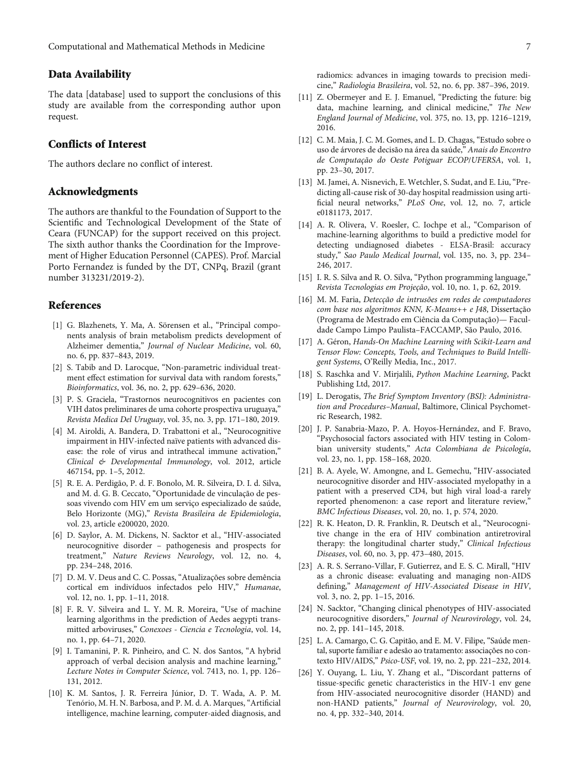## Data Availability

The data [database] used to support the conclusions of this study are available from the corresponding author upon request.

## Conflicts of Interest

The authors declare no conflict of interest.

## Acknowledgments

The authors are thankful to the Foundation of Support to the Scientific and Technological Development of the State of Ceara (FUNCAP) for the support received on this project. The sixth author thanks the Coordination for the Improvement of Higher Education Personnel (CAPES). Prof. Marcial Porto Fernandez is funded by the DT, CNPq, Brazil (grant number 313231/2019-2).

## References

[1] G. Blazhenets, Y. Ma, A. Sörensen et al., "Principal components analysis of brain metabolism predicts development of Alzheimer dementia," *Journal of Nuclear Medicine*, vol. 60, no. 6, pp. 837–843, 2019.

[2] S. Tabib and D. Larocque, "Non-parametric individual treatment effect estimation for survival data with random forests," *Bioinformatics*, vol. 36, no. 2, pp. 629–636, 2020.

[3] P. S. Graciela, "Trastornos neurocognitivos en pacientes con VIH datos preliminares de uma cohorte prospectiva uruguaya," *Revista Medica Del Uruguay*, vol. 35, no. 3, pp. 171–180, 2019.

[4] M. Airoldi, A. Bandera, D. Trabattoni et al., "Neurocognitive impairment in HIV-infected naïve patients with advanced disease: the role of virus and intrathecal immune activation," *Clinical & Developmental Immunology*, vol. 2012, article 467154, pp. 1–5, 2012.

[5] R. E. A. Perdigão, P. d. F. Bonolo, M. R. Silveira, D. I. d. Silva, and M. d. G. B. Ceccato, "Oportunidade de vinculação de pessoas vivendo com HIV em um serviço especializado de saúde, Belo Horizonte (MG)," *Revista Brasileira de Epidemiologia*, vol. 23, article e200020, 2020.

[6] D. Saylor, A. M. Dickens, N. Sacktor et al., "HIV-associated neurocognitive disorder – pathogenesis and prospects for treatment," *Nature Reviews Neurology*, vol. 12, no. 4, pp. 234–248, 2016.

[7] D. M. V. Deus and C. C. Possas, "Atualizações sobre demência cortical em indivíduos infectados pelo HIV," *Humanae*, vol. 12, no. 1, pp. 1–11, 2018.

[8] F. R. V. Silveira and L. Y. M. R. Moreira, "Use of machine learning algorithms in the prediction of Aedes aegypti transmitted arboviruses," *Conexoes - Ciencia e Tecnologia*, vol. 14, no. 1, pp. 64–71, 2020.

[9] I. Tamanini, P. R. Pinheiro, and C. N. dos Santos, "A hybrid approach of verbal decision analysis and machine learning," *Lecture Notes in Computer Science*, vol. 7413, no. 1, pp. 126–131, 2012.

[10] K. M. Santos, J. R. Ferreira Júnior, D. T. Wada, A. P. M. Tenório, M. H. N. Barbosa, and P. M. d. A. Marques, "Artificial intelligence, machine learning, computer-aided diagnosis, and radiomics: advances in imaging towards to precision medicine," *Radiologia Brasileira*, vol. 52, no. 6, pp. 387–396, 2019.

[11] Z. Obermeyer and E. J. Emanuel, "Predicting the future: big data, machine learning, and clinical medicine," *The New England Journal of Medicine*, vol. 375, no. 13, pp. 1216–1219, 2016.

[12] C. M. Maia, J. C. M. Gomes, and L. D. Chagas, "Estudo sobre o uso de árvores de decisão na área da saúde," *Anais do Encontro de Computação do Oeste Potiguar ECOP/UFERSA*, vol. 1, pp. 23–30, 2017.

[13] M. Jamei, A. Nisnevich, E. Wetchler, S. Sudat, and E. Liu, "Predicting all-cause risk of 30-day hospital readmission using artificial neural networks," *PLoS One*, vol. 12, no. 7, article e0181173, 2017.

[14] A. R. Olivera, V. Roesler, C. Iochpe et al., "Comparison of machine-learning algorithms to build a predictive model for detecting undiagnosed diabetes - ELSA-Brasil: accuracy study," *Sao Paulo Medical Journal*, vol. 135, no. 3, pp. 234–246, 2017.

[15] I. R. S. Silva and R. O. Silva, "Python programming language," *Revista Tecnologias em Projeção*, vol. 10, no. 1, p. 62, 2019.

[16] M. M. Faria, *Detecção de intrusões em redes de computadores com base nos algoritmos KNN, K-Means++ e J48*, Dissertação (Programa de Mestrado em Ciência da Computação)— Faculdade Campo Limpo Paulista–FACCAMP, São Paulo, 2016.

[17] A. Géron, *Hands-On Machine Learning with Scikit-Learn and Tensor Flow: Concepts, Tools, and Techniques to Build Intelligent Systems*, O'Reilly Media, Inc., 2017.

[18] S. Raschka and V. Mirjalili, *Python Machine Learning*, Packt Publishing Ltd, 2017.

[19] L. Derogatis, *The Brief Symptom Inventory (BSI): Administration and Procedures–Manual*, Baltimore, Clinical Psychometric Research, 1982.

[20] J. P. Sanabria-Mazo, P. A. Hoyos-Hernández, and F. Bravo, "Psychosocial factors associated with HIV testing in Colombian university students," *Acta Colombiana de Psicología*, vol. 23, no. 1, pp. 158–168, 2020.

[21] B. A. Ayele, W. Amongne, and L. Gemechu, "HIV-associated neurocognitive disorder and HIV-associated myelopathy in a patient with a preserved CD4, but high viral load-a rarely reported phenomenon: a case report and literature review," *BMC Infectious Diseases*, vol. 20, no. 1, p. 574, 2020.

[22] R. K. Heaton, D. R. Franklin, R. Deutsch et al., "Neurocognitive change in the era of HIV combination antiretroviral therapy: the longitudinal charter study," *Clinical Infectious Diseases*, vol. 60, no. 3, pp. 473–480, 2015.

[23] A. R. S. Serrano-Villar, F. Gutierrez, and E. S. C. Mirall, "HIV as a chronic disease: evaluating and managing non-AIDS defining," *Management of HIV-Associated Disease in HIV*, vol. 3, no. 2, pp. 1–15, 2016.

[24] N. Sacktor, "Changing clinical phenotypes of HIV-associated neurocognitive disorders," *Journal of Neurovirology*, vol. 24, no. 2, pp. 141–145, 2018.

[25] L. A. Camargo, C. G. Capitão, and E. M. V. Filipe, "Saúde mental, suporte familiar e adesão ao tratamento: associações no contexto HIV/AIDS," *Psico-USF*, vol. 19, no. 2, pp. 221–232, 2014.

[26] Y. Ouyang, L. Liu, Y. Zhang et al., "Discordant patterns of tissue-specific genetic characteristics in the HIV-1 env gene from HIV-associated neurocognitive disorder (HAND) and non-HAND patients," *Journal of Neurovirology*, vol. 20, no. 4, pp. 332–340, 2014.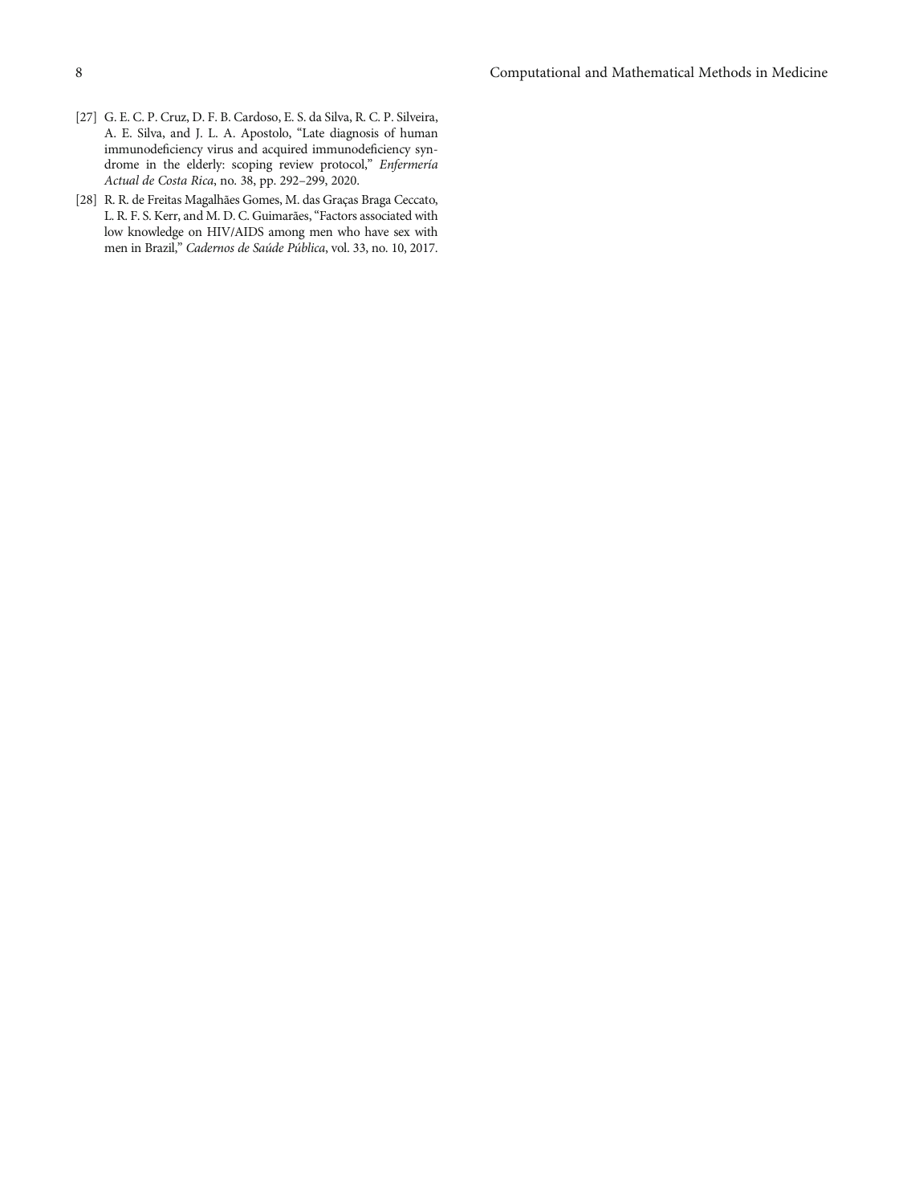[27] G. E. C. P. Cruz, D. F. B. Cardoso, E. S. da Silva, R. C. P. Silveira, A. E. Silva, and J. L. A. Apostolo, "Late diagnosis of human immunodeficiency virus and acquired immunodeficiency syndrome in the elderly: scoping review protocol," *Enfermería Actual de Costa Rica*, no. 38, pp. 292–299, 2020.

[28] R. R. de Freitas Magalhães Gomes, M. das Graças Braga Ceccato, L. R. F. S. Kerr, and M. D. C. Guimarães, "Factors associated with low knowledge on HIV/AIDS among men who have sex with men in Brazil," *Cadernos de Saúde Pública*, vol. 33, no. 10, 2017.